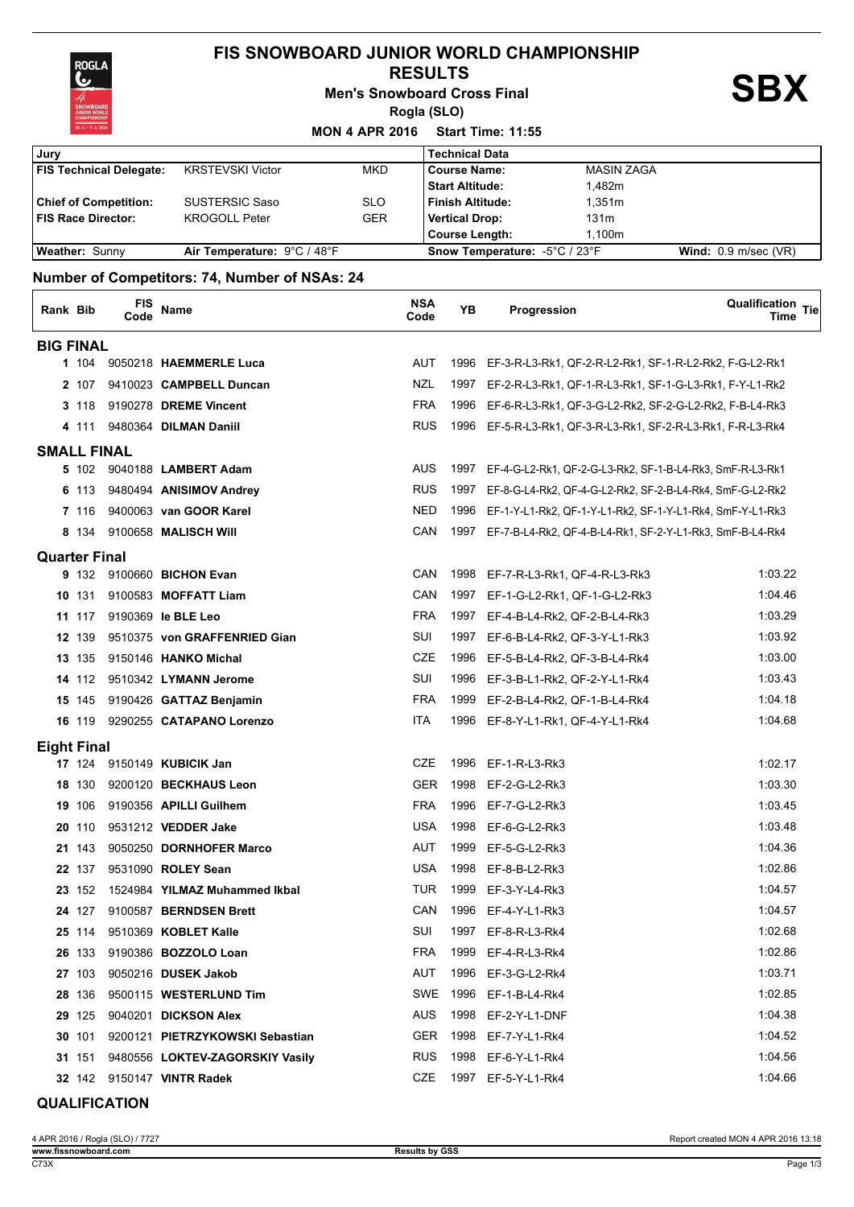# FIS SNOWBOARD JUNIOR WORLD CHAMPIONSHIP

## RESULTS

### Men's Snowboard Cross Final

**SBX**

Rogla (SLO)

**MON 4 APR 2016 Start Time: 11:55**

| Jury | | | Technical Data | | |
|---|---|---|---|---|---|
| **FIS Technical Delegate:** | KRSTEVSKI Victor | MKD | **Course Name:** | MASIN ZAGA | |
| | | | **Start Altitude:** | 1,482m | |
| **Chief of Competition:** | SUSTERSIC Saso | SLO | **Finish Altitude:** | 1,351m | |
| **FIS Race Director:** | KROGOLL Peter | GER | **Vertical Drop:** | 131m | |
| | | | **Course Length:** | 1,100m | |
| **Weather:** Sunny | **Air Temperature:** 9°C / 48°F | | **Snow Temperature:** -5°C / 23°F | | **Wind:** 0.9 m/sec (VR) |

**Number of Competitors: 74, Number of NSAs: 24**

| Rank | Bib | FIS Code | Name | NSA Code | YB | Progression | Qualification Time | Tie |
|---|---|---|---|---|---|---|---|---|
| **BIG FINAL** | | | | | | | | |
| **1** | 104 | 9050218 | **HAEMMERLE Luca** | AUT | 1996 | EF-3-R-L3-Rk1, QF-2-R-L2-Rk1, SF-1-R-L2-Rk2, F-G-L2-Rk1 | | |
| **2** | 107 | 9410023 | **CAMPBELL Duncan** | NZL | 1997 | EF-2-R-L3-Rk1, QF-1-R-L3-Rk1, SF-1-G-L3-Rk1, F-Y-L1-Rk2 | | |
| **3** | 118 | 9190278 | **DREME Vincent** | FRA | 1996 | EF-6-R-L3-Rk1, QF-3-G-L2-Rk2, SF-2-G-L2-Rk2, F-B-L4-Rk3 | | |
| **4** | 111 | 9480364 | **DILMAN Daniil** | RUS | 1996 | EF-5-R-L3-Rk1, QF-3-R-L3-Rk1, SF-2-R-L3-Rk1, F-R-L3-Rk4 | | |
| **SMALL FINAL** | | | | | | | | |
| **5** | 102 | 9040188 | **LAMBERT Adam** | AUS | 1997 | EF-4-G-L2-Rk1, QF-2-G-L3-Rk2, SF-1-B-L4-Rk3, SmF-R-L3-Rk1 | | |
| **6** | 113 | 9480494 | **ANISIMOV Andrey** | RUS | 1997 | EF-8-G-L4-Rk2, QF-4-G-L2-Rk2, SF-2-B-L4-Rk4, SmF-G-L2-Rk2 | | |
| **7** | 116 | 9400063 | **van GOOR Karel** | NED | 1996 | EF-1-Y-L1-Rk2, QF-1-Y-L1-Rk2, SF-1-Y-L1-Rk4, SmF-Y-L1-Rk3 | | |
| **8** | 134 | 9100658 | **MALISCH Will** | CAN | 1997 | EF-7-B-L4-Rk2, QF-4-B-L4-Rk1, SF-2-Y-L1-Rk3, SmF-B-L4-Rk4 | | |
| **Quarter Final** | | | | | | | | |
| **9** | 132 | 9100660 | **BICHON Evan** | CAN | 1998 | EF-7-R-L3-Rk1, QF-4-R-L3-Rk3 | 1:03.22 | |
| **10** | 131 | 9100583 | **MOFFATT Liam** | CAN | 1997 | EF-1-G-L2-Rk1, QF-1-G-L2-Rk3 | 1:04.46 | |
| **11** | 117 | 9190369 | **le BLE Leo** | FRA | 1997 | EF-4-B-L4-Rk2, QF-2-B-L4-Rk3 | 1:03.29 | |
| **12** | 139 | 9510375 | **von GRAFFENRIED Gian** | SUI | 1997 | EF-6-B-L4-Rk2, QF-3-Y-L1-Rk3 | 1:03.92 | |
| **13** | 135 | 9150146 | **HANKO Michal** | CZE | 1996 | EF-5-B-L4-Rk2, QF-3-B-L4-Rk4 | 1:03.00 | |
| **14** | 112 | 9510342 | **LYMANN Jerome** | SUI | 1996 | EF-3-B-L1-Rk2, QF-2-Y-L1-Rk4 | 1:03.43 | |
| **15** | 145 | 9190426 | **GATTAZ Benjamin** | FRA | 1999 | EF-2-B-L4-Rk2, QF-1-B-L4-Rk4 | 1:04.18 | |
| **16** | 119 | 9290255 | **CATAPANO Lorenzo** | ITA | 1996 | EF-8-Y-L1-Rk1, QF-4-Y-L1-Rk4 | 1:04.68 | |
| **Eight Final** | | | | | | | | |
| **17** | 124 | 9150149 | **KUBICIK Jan** | CZE | 1996 | EF-1-R-L3-Rk3 | 1:02.17 | |
| **18** | 130 | 9200120 | **BECKHAUS Leon** | GER | 1998 | EF-2-G-L2-Rk3 | 1:03.30 | |
| **19** | 106 | 9190356 | **APILLI Guilhem** | FRA | 1996 | EF-7-G-L2-Rk3 | 1:03.45 | |
| **20** | 110 | 9531212 | **VEDDER Jake** | USA | 1998 | EF-6-G-L2-Rk3 | 1:03.48 | |
| **21** | 143 | 9050250 | **DORNHOFER Marco** | AUT | 1999 | EF-5-G-L2-Rk3 | 1:04.36 | |
| **22** | 137 | 9531090 | **ROLEY Sean** | USA | 1998 | EF-8-B-L2-Rk3 | 1:02.86 | |
| **23** | 152 | 1524984 | **YILMAZ Muhammed Ikbal** | TUR | 1999 | EF-3-Y-L4-Rk3 | 1:04.57 | |
| **24** | 127 | 9100587 | **BERNDSEN Brett** | CAN | 1996 | EF-4-Y-L1-Rk3 | 1:04.57 | |
| **25** | 114 | 9510369 | **KOBLET Kalle** | SUI | 1997 | EF-8-R-L3-Rk4 | 1:02.68 | |
| **26** | 133 | 9190386 | **BOZZOLO Loan** | FRA | 1999 | EF-4-R-L3-Rk4 | 1:02.86 | |
| **27** | 103 | 9050216 | **DUSEK Jakob** | AUT | 1996 | EF-3-G-L2-Rk4 | 1:03.71 | |
| **28** | 136 | 9500115 | **WESTERLUND Tim** | SWE | 1996 | EF-1-B-L4-Rk4 | 1:02.85 | |
| **29** | 125 | 9040201 | **DICKSON Alex** | AUS | 1998 | EF-2-Y-L1-DNF | 1:04.38 | |
| **30** | 101 | 9200121 | **PIETRZYKOWSKI Sebastian** | GER | 1998 | EF-7-Y-L1-Rk4 | 1:04.52 | |
| **31** | 151 | 9480556 | **LOKTEV-ZAGORSKIY Vasily** | RUS | 1998 | EF-6-Y-L1-Rk4 | 1:04.56 | |
| **32** | 142 | 9150147 | **VINTR Radek** | CZE | 1997 | EF-5-Y-L1-Rk4 | 1:04.66 | |

**QUALIFICATION**

4 APR 2016 / Rogla (SLO) / 7727

Report created MON 4 APR 2016 13:18

www.fissnowboard.com

Results by GSS

C73X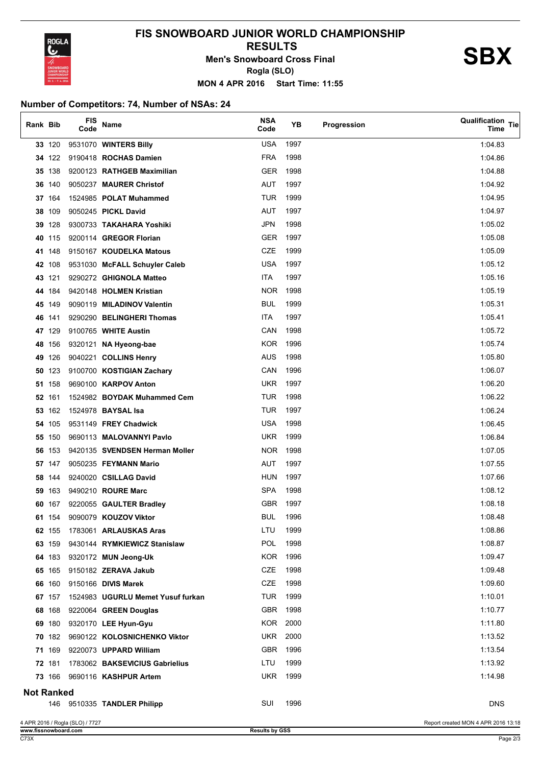# FIS SNOWBOARD JUNIOR WORLD CHAMPIONSHIP

## RESULTS

### Men's Snowboard Cross Final

**SBX**

Rogla (SLO)

MON 4 APR 2016 Start Time: 11:55

**Number of Competitors: 74, Number of NSAs: 24**

| Rank | Bib | FIS Code | Name | NSA Code | YB | Progression | Qualification Time | Tie |
|---|---|---|---|---|---|---|---|---|
| **33** | 120 | 9531070 | **WINTERS Billy** | USA | 1997 | | 1:04.83 | |
| **34** | 122 | 9190418 | **ROCHAS Damien** | FRA | 1998 | | 1:04.86 | |
| **35** | 138 | 9200123 | **RATHGEB Maximilian** | GER | 1998 | | 1:04.88 | |
| **36** | 140 | 9050237 | **MAURER Christof** | AUT | 1997 | | 1:04.92 | |
| **37** | 164 | 1524985 | **POLAT Muhammed** | TUR | 1999 | | 1:04.95 | |
| **38** | 109 | 9050245 | **PICKL David** | AUT | 1997 | | 1:04.97 | |
| **39** | 128 | 9300733 | **TAKAHARA Yoshiki** | JPN | 1998 | | 1:05.02 | |
| **40** | 115 | 9200114 | **GREGOR Florian** | GER | 1997 | | 1:05.08 | |
| **41** | 148 | 9150167 | **KOUDELKA Matous** | CZE | 1999 | | 1:05.09 | |
| **42** | 108 | 9531030 | **McFALL Schuyler Caleb** | USA | 1997 | | 1:05.12 | |
| **43** | 121 | 9290272 | **GHIGNOLA Matteo** | ITA | 1997 | | 1:05.16 | |
| **44** | 184 | 9420148 | **HOLMEN Kristian** | NOR | 1998 | | 1:05.19 | |
| **45** | 149 | 9090119 | **MILADINOV Valentin** | BUL | 1999 | | 1:05.31 | |
| **46** | 141 | 9290290 | **BELINGHERI Thomas** | ITA | 1997 | | 1:05.41 | |
| **47** | 129 | 9100765 | **WHITE Austin** | CAN | 1998 | | 1:05.72 | |
| **48** | 156 | 9320121 | **NA Hyeong-bae** | KOR | 1996 | | 1:05.74 | |
| **49** | 126 | 9040221 | **COLLINS Henry** | AUS | 1998 | | 1:05.80 | |
| **50** | 123 | 9100700 | **KOSTIGIAN Zachary** | CAN | 1996 | | 1:06.07 | |
| **51** | 158 | 9690100 | **KARPOV Anton** | UKR | 1997 | | 1:06.20 | |
| **52** | 161 | 1524982 | **BOYDAK Muhammed Cem** | TUR | 1998 | | 1:06.22 | |
| **53** | 162 | 1524978 | **BAYSAL Isa** | TUR | 1997 | | 1:06.24 | |
| **54** | 105 | 9531149 | **FREY Chadwick** | USA | 1998 | | 1:06.45 | |
| **55** | 150 | 9690113 | **MALOVANNYI Pavlo** | UKR | 1999 | | 1:06.84 | |
| **56** | 153 | 9420135 | **SVENDSEN Herman Moller** | NOR | 1998 | | 1:07.05 | |
| **57** | 147 | 9050235 | **FEYMANN Mario** | AUT | 1997 | | 1:07.55 | |
| **58** | 144 | 9240020 | **CSILLAG David** | HUN | 1997 | | 1:07.66 | |
| **59** | 163 | 9490210 | **ROURE Marc** | SPA | 1998 | | 1:08.12 | |
| **60** | 167 | 9220055 | **GAULTER Bradley** | GBR | 1997 | | 1:08.18 | |
| **61** | 154 | 9090079 | **KOUZOV Viktor** | BUL | 1996 | | 1:08.48 | |
| **62** | 155 | 1783061 | **ARLAUSKAS Aras** | LTU | 1999 | | 1:08.86 | |
| **63** | 159 | 9430144 | **RYMKIEWICZ Stanislaw** | POL | 1998 | | 1:08.87 | |
| **64** | 183 | 9320172 | **MUN Jeong-Uk** | KOR | 1996 | | 1:09.47 | |
| **65** | 165 | 9150182 | **ZERAVA Jakub** | CZE | 1998 | | 1:09.48 | |
| **66** | 160 | 9150166 | **DIVIS Marek** | CZE | 1998 | | 1:09.60 | |
| **67** | 157 | 1524983 | **UGURLU Memet Yusuf furkan** | TUR | 1999 | | 1:10.01 | |
| **68** | 168 | 9220064 | **GREEN Douglas** | GBR | 1998 | | 1:10.77 | |
| **69** | 180 | 9320170 | **LEE Hyun-Gyu** | KOR | 2000 | | 1:11.80 | |
| **70** | 182 | 9690122 | **KOLOSNICHENKO Viktor** | UKR | 2000 | | 1:13.52 | |
| **71** | 169 | 9220073 | **UPPARD William** | GBR | 1996 | | 1:13.54 | |
| **72** | 181 | 1783062 | **BAKSEVICIUS Gabrielius** | LTU | 1999 | | 1:13.92 | |
| **73** | 166 | 9690116 | **KASHPUR Artem** | UKR | 1999 | | 1:14.98 | |

**Not Ranked**

| Rank | Bib | FIS Code | Name | NSA Code | YB | Progression | Qualification Time | Tie |
|---|---|---|---|---|---|---|---|---|
| | 146 | 9510335 | **TANDLER Philipp** | SUI | 1996 | | DNS | |

4 APR 2016 / Rogla (SLO) / 7727

Report created MON 4 APR 2016 13:18

www.fissnowboard.com

Results by GSS

C73X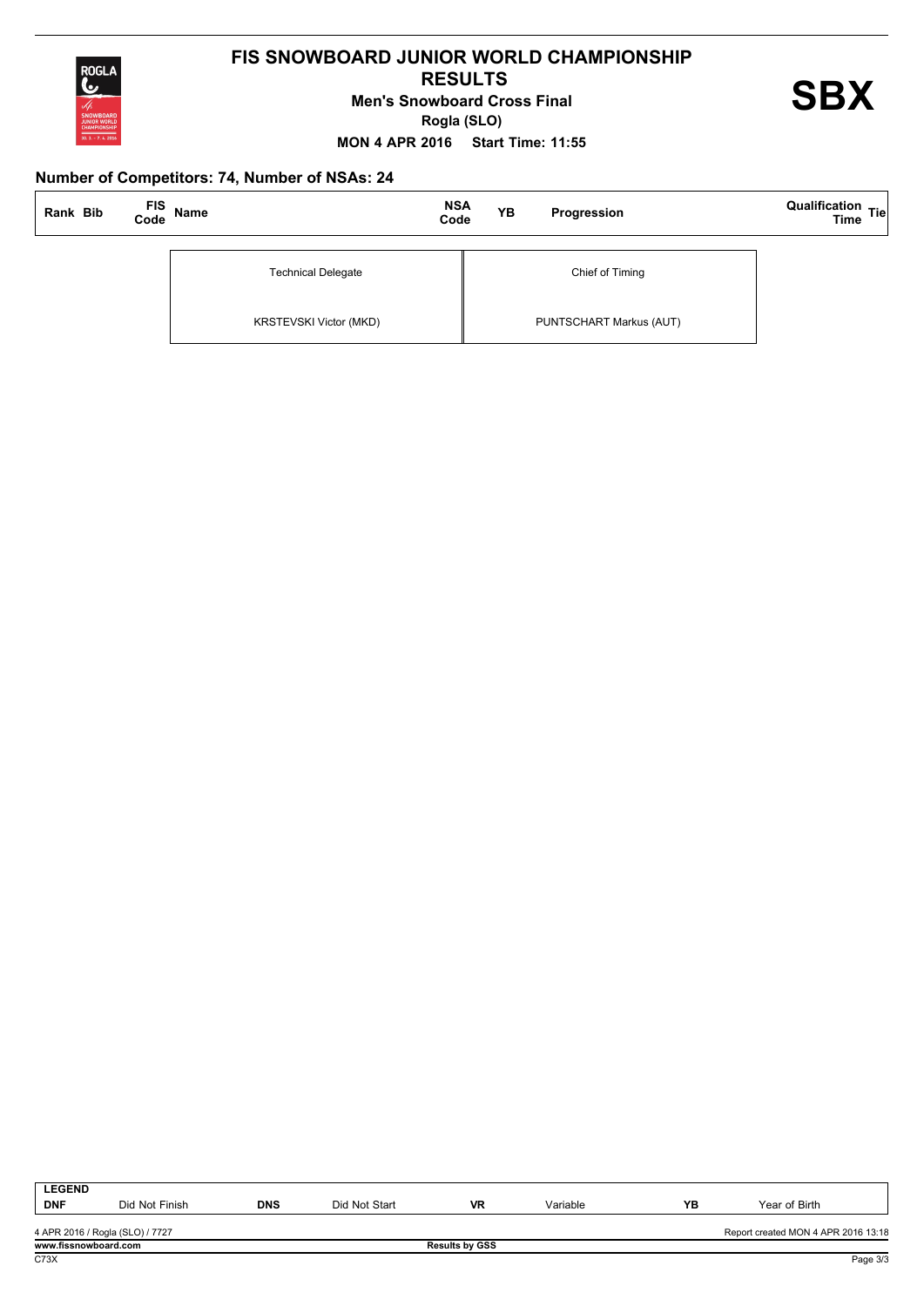# FIS SNOWBOARD JUNIOR WORLD CHAMPIONSHIP

## RESULTS

### Men's Snowboard Cross Final

**Rogla (SLO)**

**MON 4 APR 2016 Start Time: 11:55**

**SBX**

**Number of Competitors: 74, Number of NSAs: 24**

| Rank | Bib | FIS Code | Name | NSA Code | YB | Progression | Qualification Time | Tie |
|---|---|---|---|---|---|---|---|---|

| Technical Delegate | Chief of Timing |
|---|---|
| KRSTEVSKI Victor (MKD) | PUNTSCHART Markus (AUT) |

**LEGEND**

| | | | | | | | |
|---|---|---|---|---|---|---|---|
| **DNF** | Did Not Finish | **DNS** | Did Not Start | **VR** | Variable | **YB** | Year of Birth |

4 APR 2016 / Rogla (SLO) / 7727

Report created MON 4 APR 2016 13:18

www.fissnowboard.com

Results by GSS

C73X